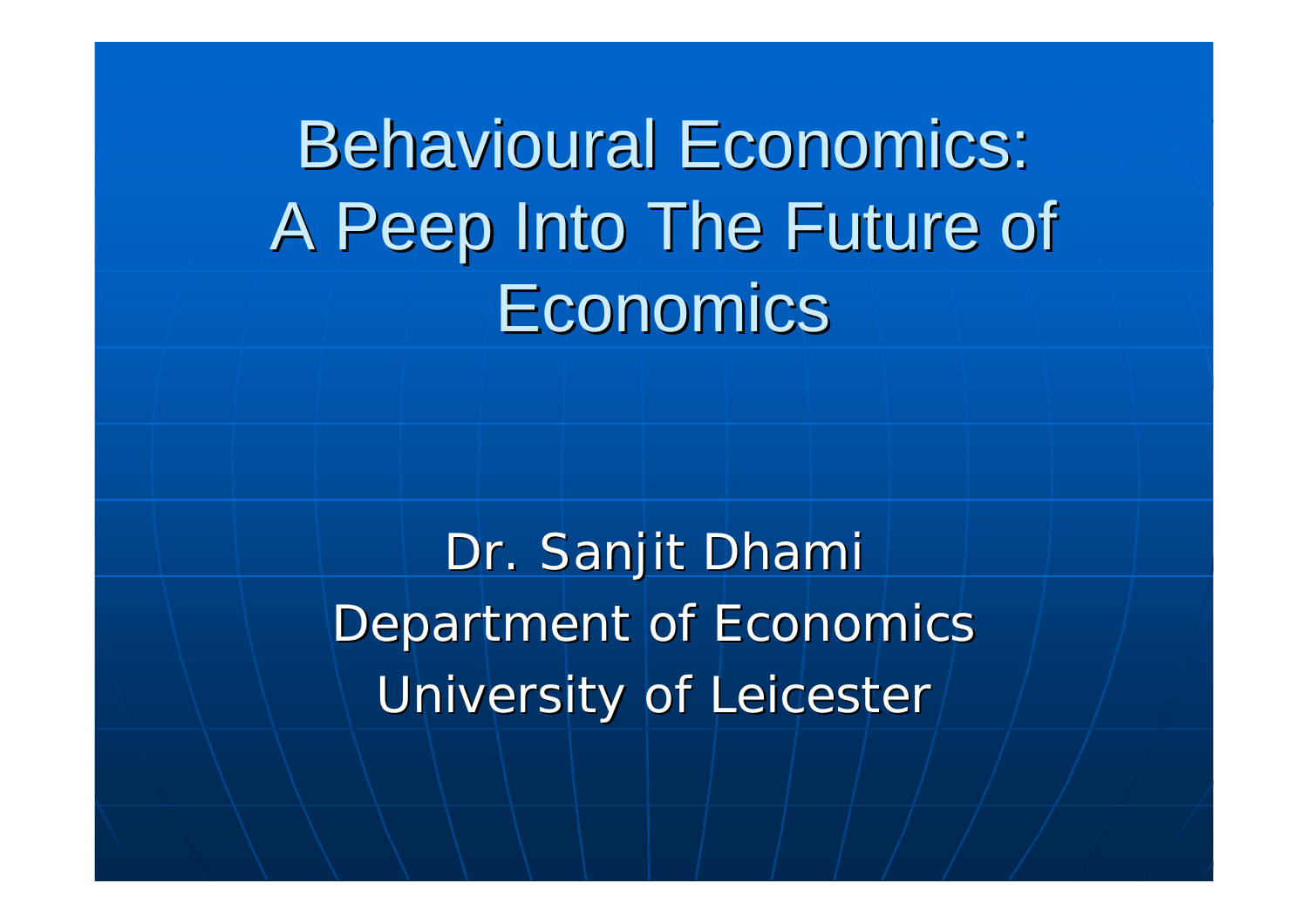# Behavioural Economics: A Peep Into The Future of Economics

Dr. Sanjit Dhami

Department of Economics

University of Leicester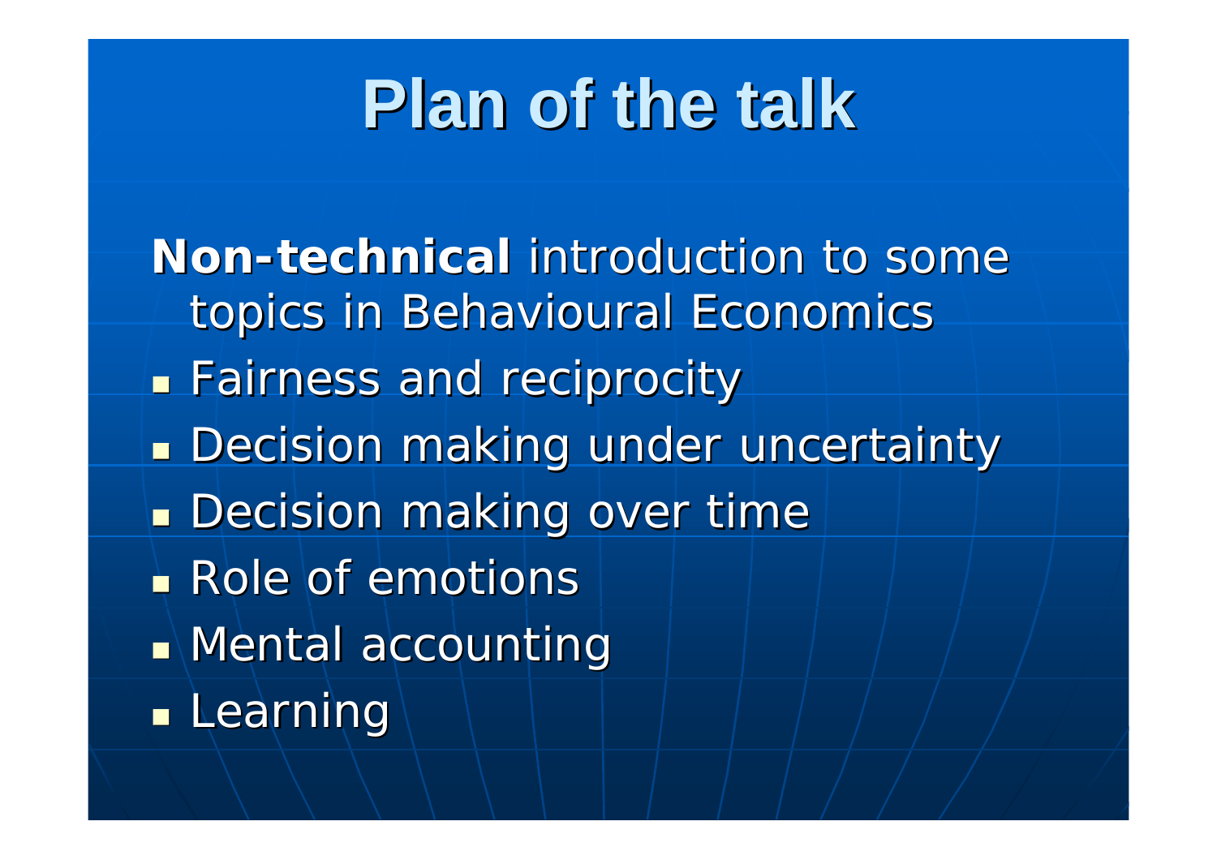# Plan of the talk

**Non-technical** introduction to some topics in Behavioural Economics

- Fairness and reciprocity
- Decision making under uncertainty
- Decision making over time
- Role of emotions
- Mental accounting
- Learning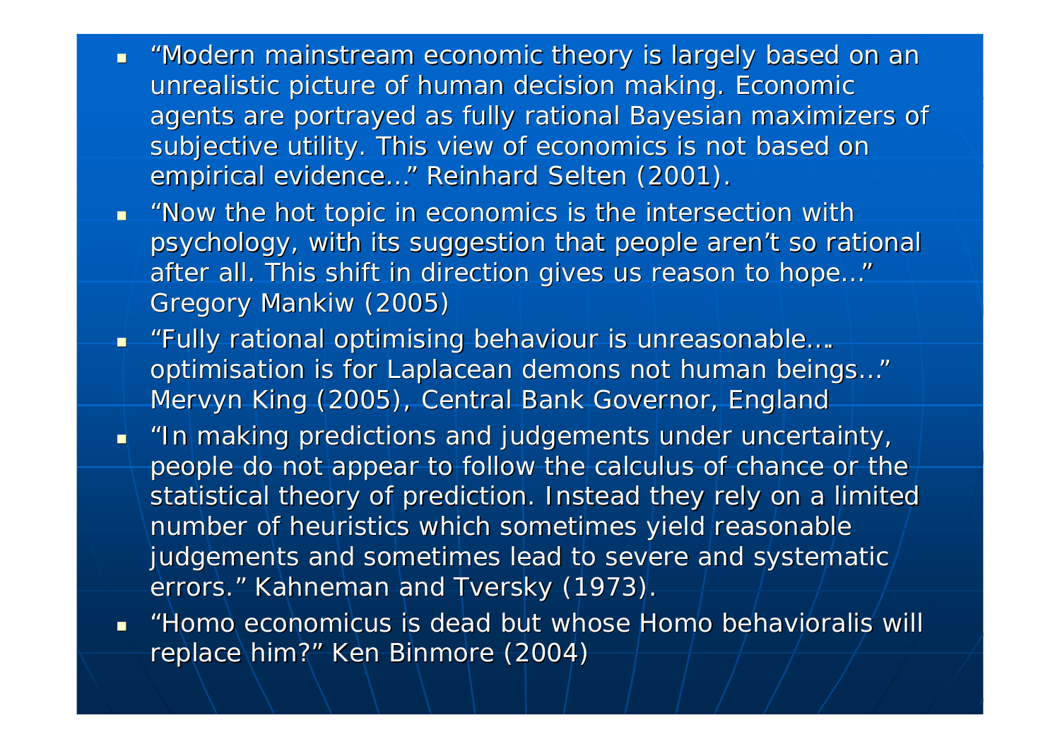- "Modern mainstream economic theory is largely based on an unrealistic picture of human decision making. Economic agents are portrayed as fully rational Bayesian maximizers of subjective utility. This view of economics is not based on empirical evidence..." Reinhard Selten (2001).
- "Now the hot topic in economics is the intersection with psychology, with its suggestion that people aren't so rational after all. This shift in direction gives us reason to hope..." Gregory Mankiw (2005)
- "Fully rational optimising behaviour is unreasonable.… optimisation is for Laplacean demons not human beings..." Mervyn King (2005), Central Bank Governor, England
- "In making predictions and judgements under uncertainty, people do not appear to follow the calculus of chance or the statistical theory of prediction. Instead they rely on a limited number of heuristics which sometimes yield reasonable judgements and sometimes lead to severe and systematic errors." Kahneman and Tversky (1973).
- "Homo economicus is dead but whose Homo behavioralis will replace him?" Ken Binmore (2004)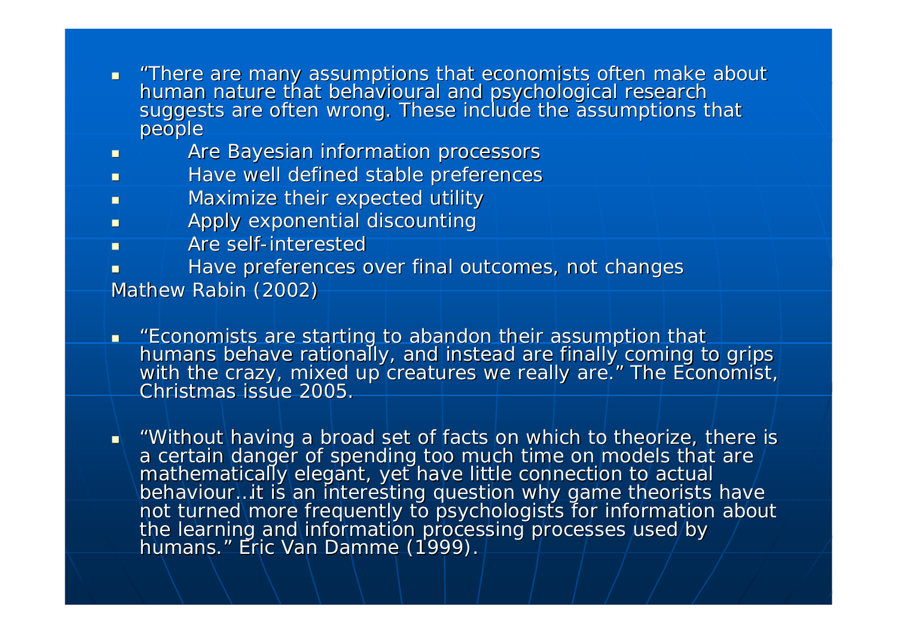- "There are many assumptions that economists often make about human nature that behavioural and psychological research suggests are often wrong. These include the assumptions that people
- Are Bayesian information processors
- Have well defined stable preferences
- Maximize their expected utility
- Apply exponential discounting
- Are self-interested
- Have preferences over final outcomes, not changes

Mathew Rabin (2002)

- "Economists are starting to abandon their assumption that humans behave rationally, and instead are finally coming to grips with the crazy, mixed up creatures we really are." The Economist, Christmas issue 2005.

- "Without having a broad set of facts on which to theorize, there is a certain danger of spending too much time on models that are mathematically elegant, yet have little connection to actual behaviour…it is an interesting question why game theorists have not turned more frequently to psychologists for information about the learning and information processing processes used by humans." Eric Van Damme (1999).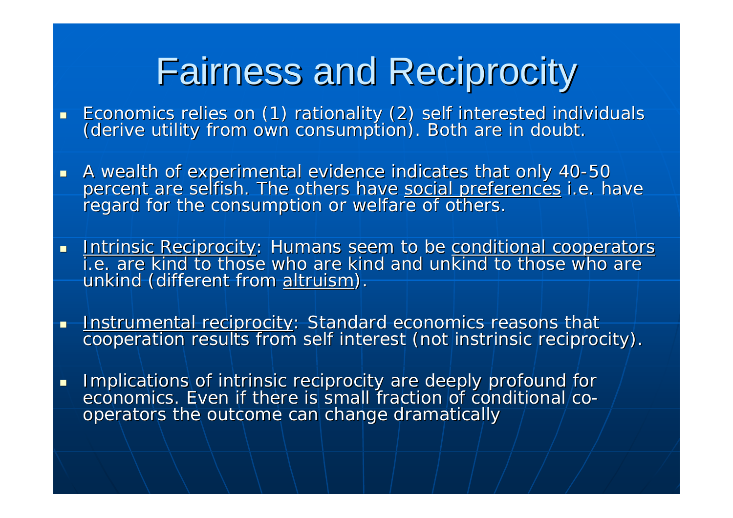# Fairness and Reciprocity

- Economics relies on (1) rationality (2) self interested individuals (derive utility from own consumption). Both are in doubt.

- A wealth of experimental evidence indicates that only 40-50 percent are selfish. The others have <u>social preferences</u> i.e. have regard for the consumption or welfare of others.

- <u>Intrinsic Reciprocity</u>: Humans seem to be <u>conditional cooperators</u> i.e. are kind to those who are kind and unkind to those who are unkind (different from <u>altruism</u>).

- <u>Instrumental reciprocity</u>: Standard economics reasons that cooperation results from self interest (not instrinsic reciprocity).

- Implications of intrinsic reciprocity are deeply profound for economics. Even if there is small fraction of conditional co-operators the outcome can change dramatically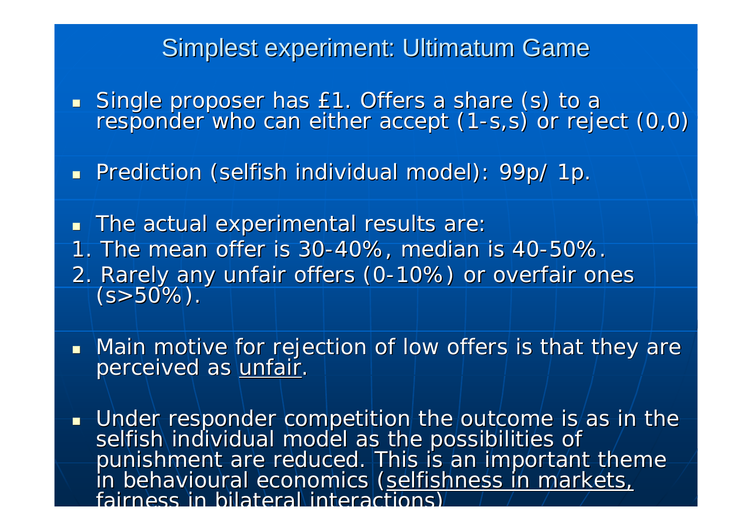# Simplest experiment: Ultimatum Game

- Single proposer has £1. Offers a share (s) to a responder who can either accept (1-s,s) or reject (0,0)

- Prediction (selfish individual model): 99p/ 1p.

- The actual experimental results are:

1. The mean offer is 30-40%, median is 40-50%.
2. Rarely any unfair offers (0-10%) or overfair ones (s>50%).

- Main motive for rejection of low offers is that they are perceived as unfair.

- Under responder competition the outcome is as in the selfish individual model as the possibilities of punishment are reduced. This is an important theme in behavioural economics (selfishness in markets, fairness in bilateral interactions)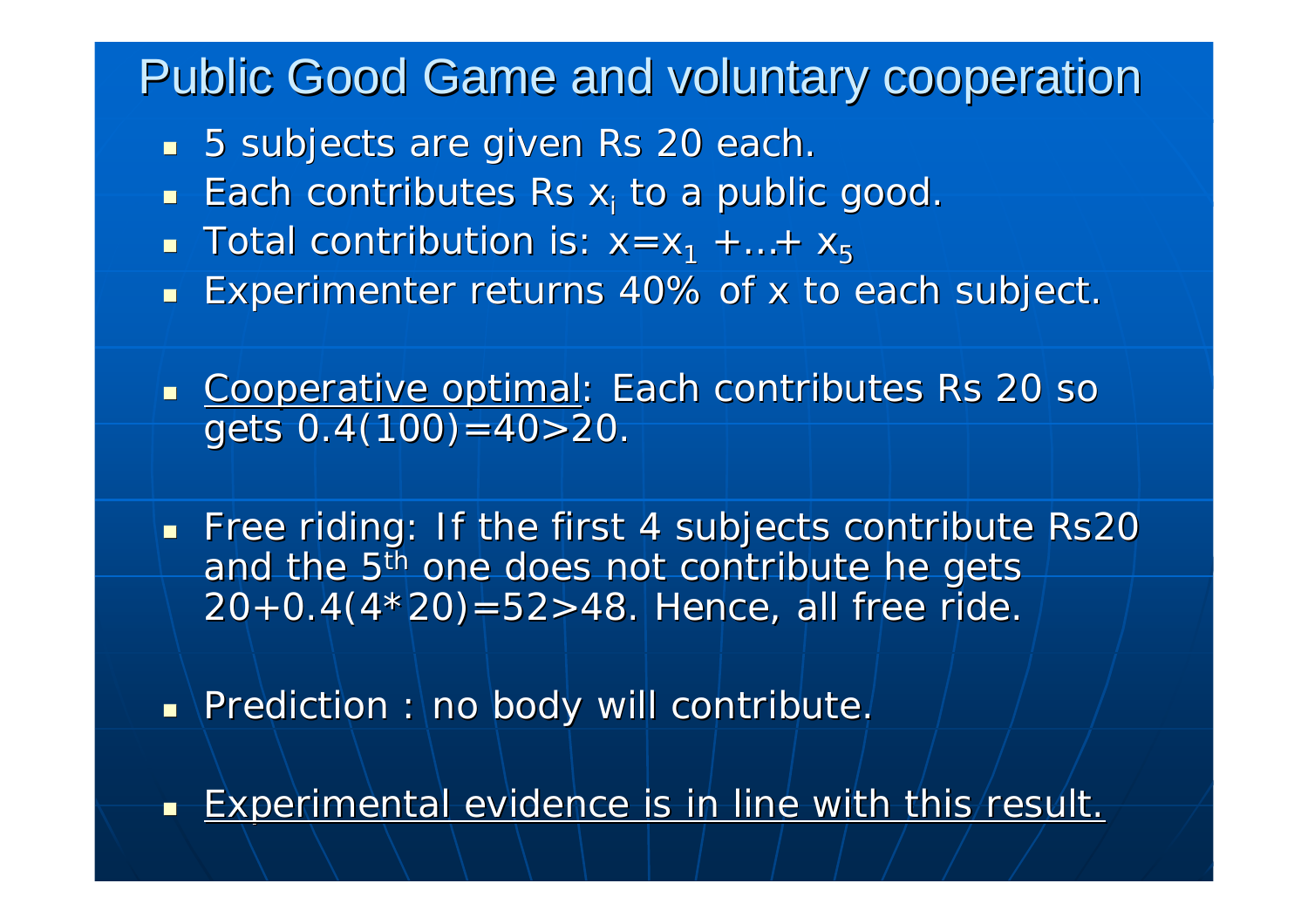# Public Good Game and voluntary cooperation

- 5 subjects are given Rs 20 each.
- Each contributes Rs $x_i$ to a public good.
- Total contribution is: $x=x_1 +...+ x_5$
- Experimenter returns 40% of x to each subject.

- <u>Cooperative optimal</u>: Each contributes Rs 20 so gets $0.4(100)=40>20$.

- Free riding: If the first 4 subjects contribute Rs20 and the 5th one does not contribute he gets $20+0.4(4*20)=52>48$. Hence, all free ride.

- Prediction : no body will contribute.

- <u>Experimental evidence is in line with this result.</u>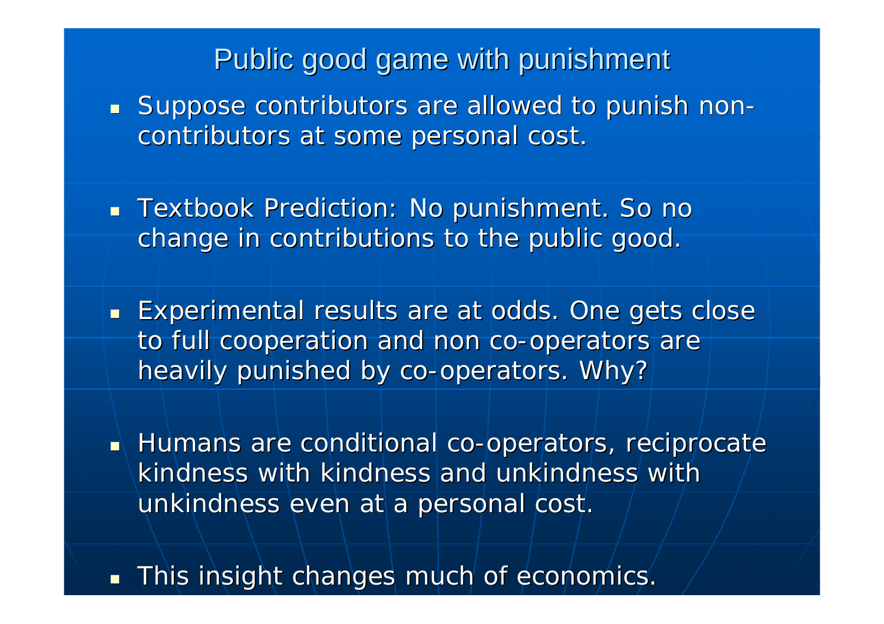# Public good game with punishment

- Suppose contributors are allowed to punish non-contributors at some personal cost.

- Textbook Prediction: No punishment. So no change in contributions to the public good.

- Experimental results are at odds. One gets close to full cooperation and non co-operators are heavily punished by co-operators. Why?

- Humans are conditional co-operators, reciprocate kindness with kindness and unkindness with unkindness even at a personal cost.

- This insight changes much of economics.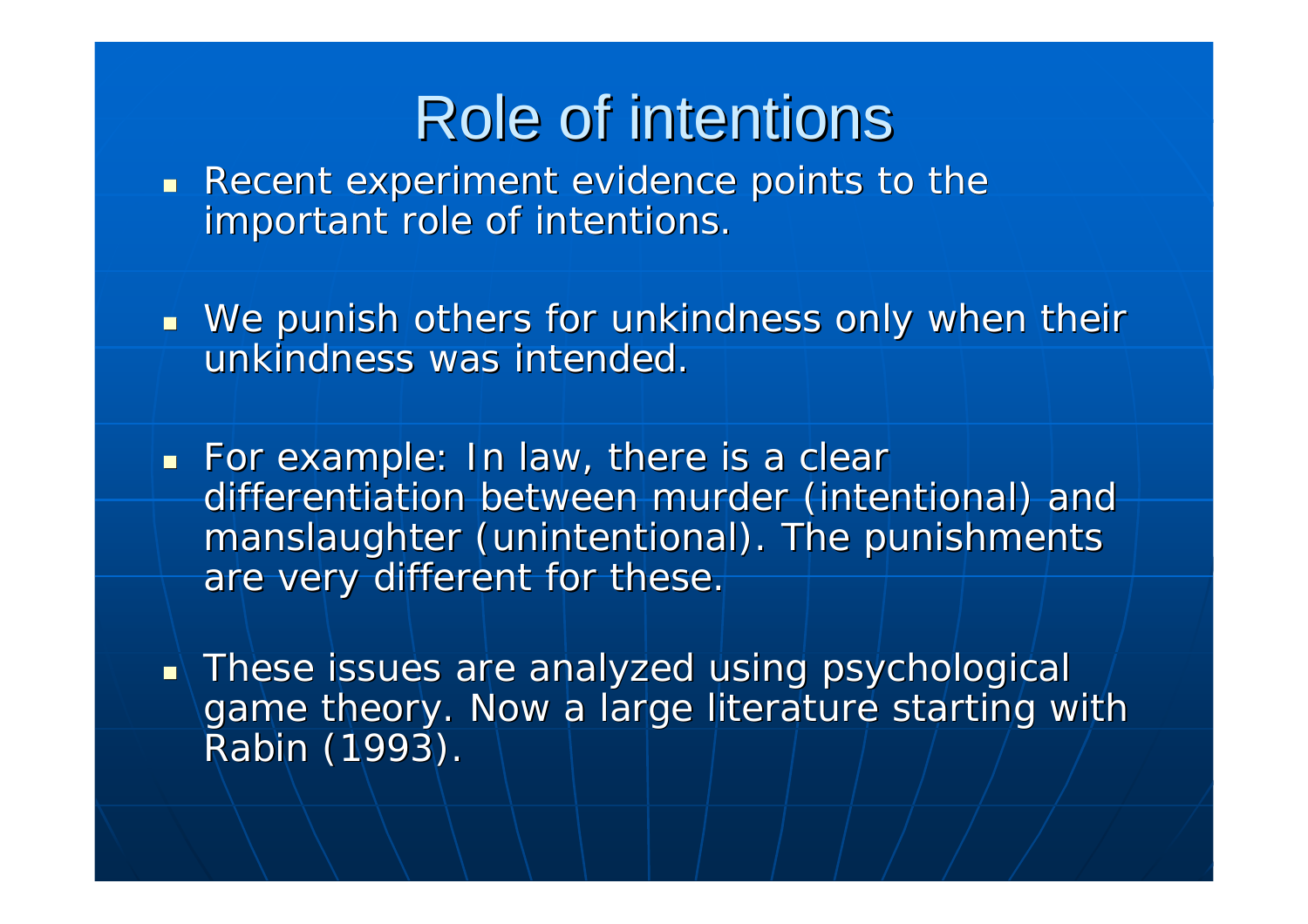# Role of intentions

- Recent experiment evidence points to the important role of intentions.

- We punish others for unkindness only when their unkindness was intended.

- For example: In law, there is a clear differentiation between murder (intentional) and manslaughter (unintentional). The punishments are very different for these.

- These issues are analyzed using psychological game theory. Now a large literature starting with Rabin (1993).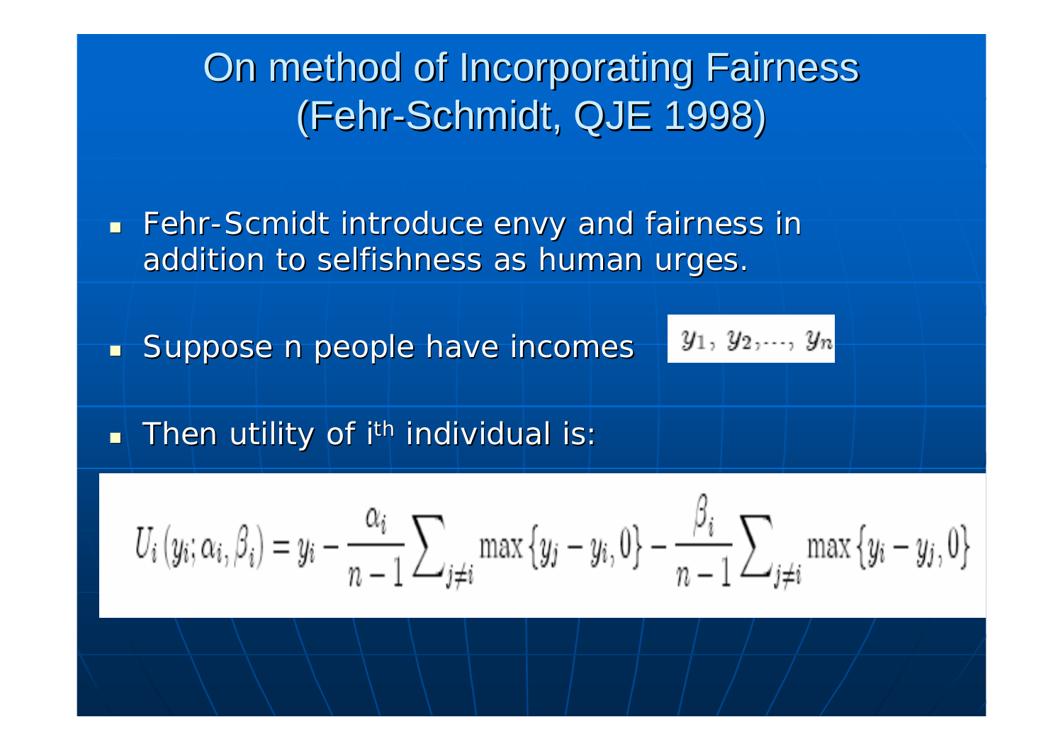# On method of Incorporating Fairness (Fehr-Schmidt, QJE 1998)

- Fehr-Scmidt introduce envy and fairness in addition to selfishness as human urges.
- Suppose n people have incomes $y_1, y_2, \ldots, y_n$
- Then utility of $i^{th}$ individual is:

$$U_i(y_i; \alpha_i, \beta_i) = y_i - \frac{\alpha_i}{n-1} \sum_{j \neq i} \max\{y_j - y_i, 0\} - \frac{\beta_i}{n-1} \sum_{j \neq i} \max\{y_i - y_j, 0\}$$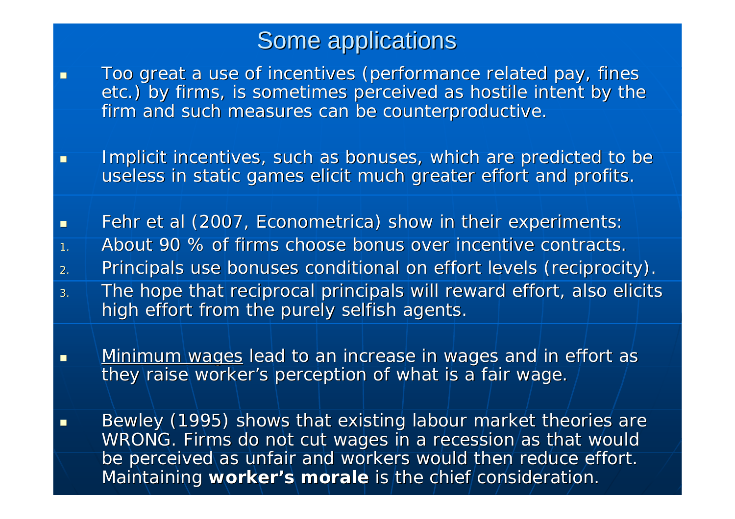# Some applications

- Too great a use of incentives (performance related pay, fines etc.) by firms, is sometimes perceived as hostile intent by the firm and such measures can be counterproductive.

- Implicit incentives, such as bonuses, which are predicted to be useless in static games elicit much greater effort and profits.

- Fehr et al (2007, Econometrica) show in their experiments:

1. About 90 % of firms choose bonus over incentive contracts.
2. Principals use bonuses conditional on effort levels (reciprocity).
3. The hope that reciprocal principals will reward effort, also elicits high effort from the purely selfish agents.

- Minimum wages lead to an increase in wages and in effort as they raise worker's perception of what is a fair wage.

- Bewley (1995) shows that existing labour market theories are WRONG. Firms do not cut wages in a recession as that would be perceived as unfair and workers would then reduce effort. Maintaining **worker's morale** is the chief consideration.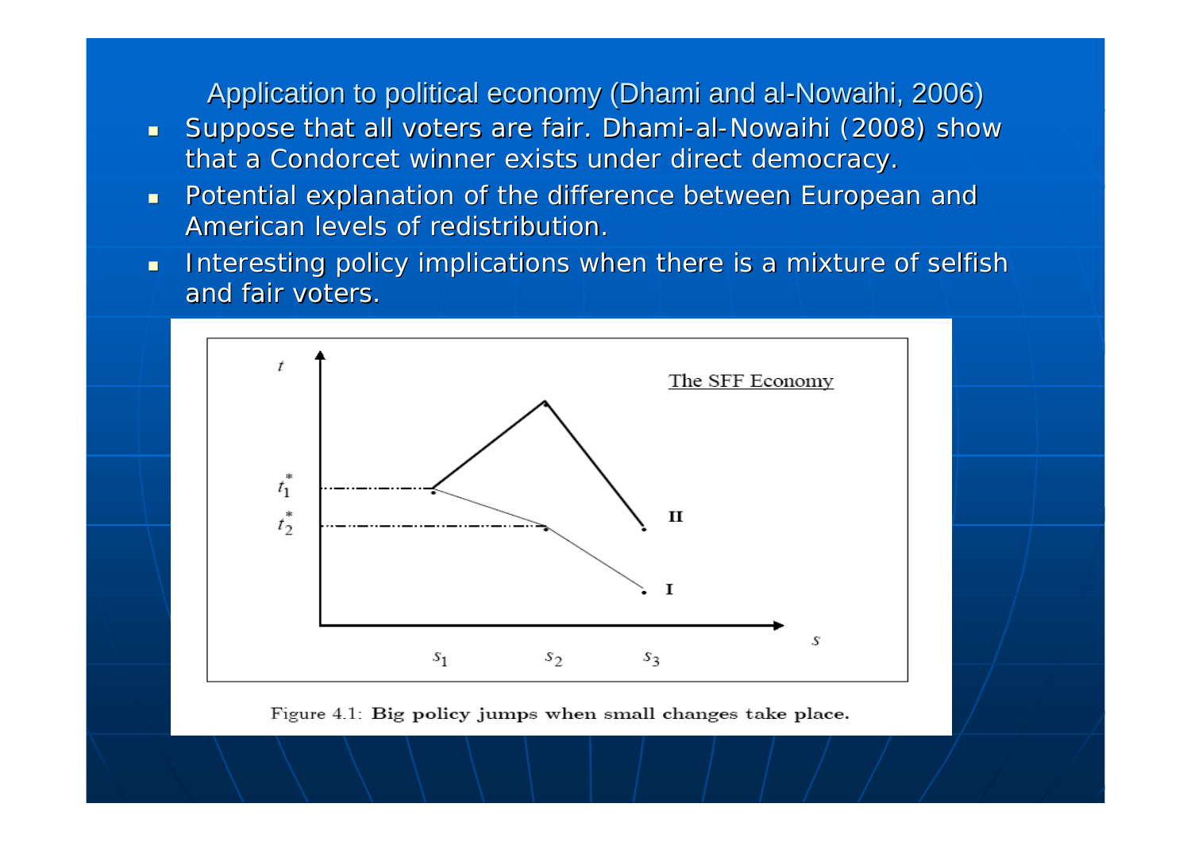Application to political economy (Dhami and al-Nowaihi, 2006)

- Suppose that all voters are fair. Dhami-al-Nowaihi (2008) show that a Condorcet winner exists under direct democracy.
- Potential explanation of the difference between European and American levels of redistribution.
- Interesting policy implications when there is a mixture of selfish and fair voters.

Figure 4.1: **Big policy jumps when small changes take place.**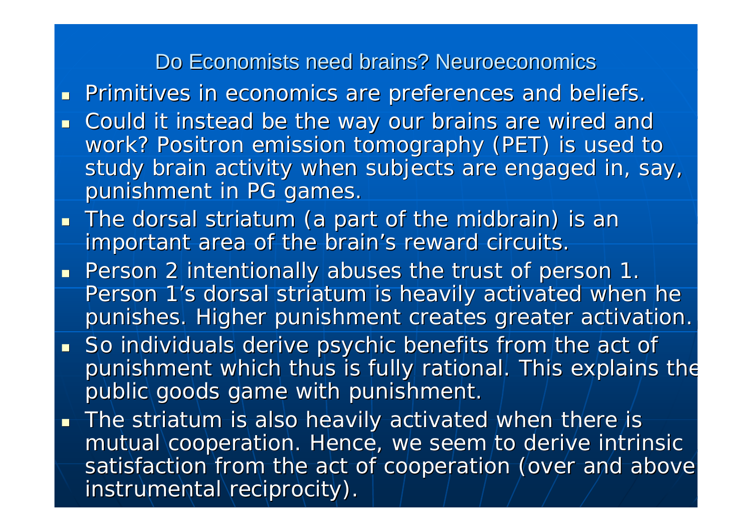## Do Economists need brains? Neuroeconomics

- Primitives in economics are preferences and beliefs.
- Could it instead be the way our brains are wired and work? Positron emission tomography (PET) is used to study brain activity when subjects are engaged in, say, punishment in PG games.
- The dorsal striatum (a part of the midbrain) is an important area of the brain's reward circuits.
- Person 2 intentionally abuses the trust of person 1. Person 1's dorsal striatum is heavily activated when he punishes. Higher punishment creates greater activation.
- So individuals derive psychic benefits from the act of punishment which thus is fully rational. This explains the public goods game with punishment.
- The striatum is also heavily activated when there is mutual cooperation. Hence, we seem to derive intrinsic satisfaction from the act of cooperation (over and above instrumental reciprocity).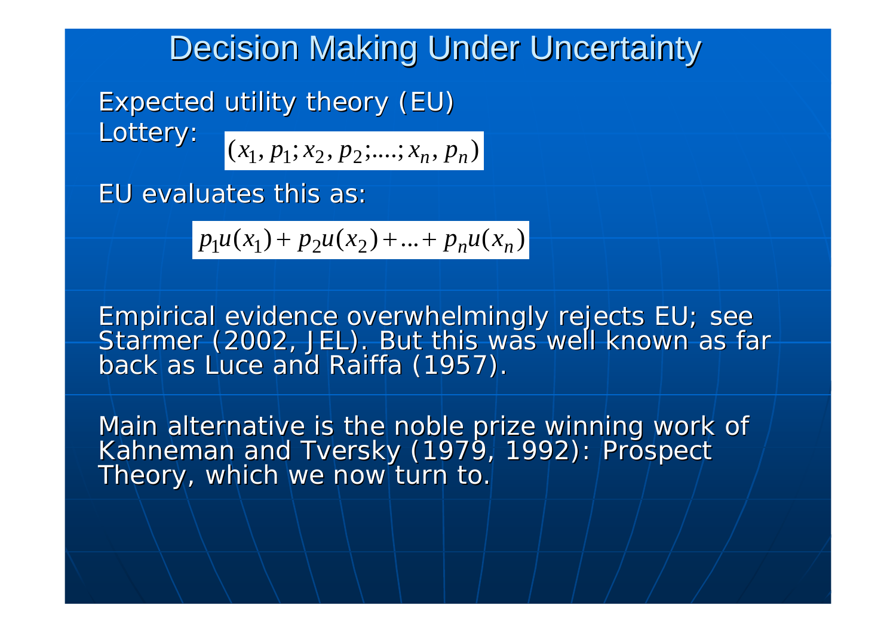# Decision Making Under Uncertainty

Expected utility theory (EU)

Lottery: $(x_1, p_1; x_2, p_2; ....; x_n, p_n)$

EU evaluates this as:

$$p_1 u(x_1) + p_2 u(x_2) + ... + p_n u(x_n)$$

Empirical evidence overwhelmingly rejects EU; see Starmer (2002, JEL). But this was well known as far back as Luce and Raiffa (1957).

Main alternative is the noble prize winning work of Kahneman and Tversky (1979, 1992): Prospect Theory, which we now turn to.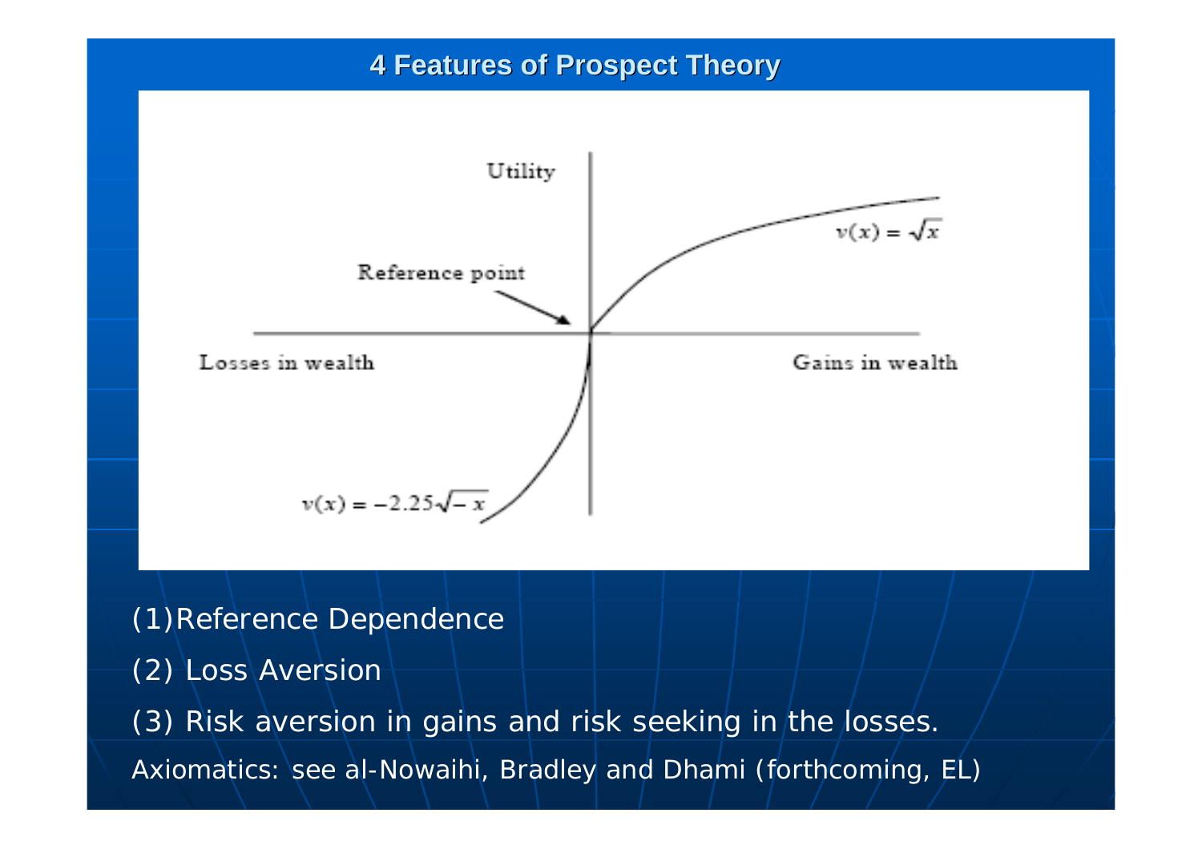# 4 Features of Prospect Theory

Utility

Reference point

Losses in wealth

Gains in wealth

$v(x) = \sqrt{x}$

$v(x) = -2.25\sqrt{-x}$

(1)Reference Dependence

(2) Loss Aversion

(3) Risk aversion in gains and risk seeking in the losses.

Axiomatics: see al-Nowaihi, Bradley and Dhami (forthcoming, EL)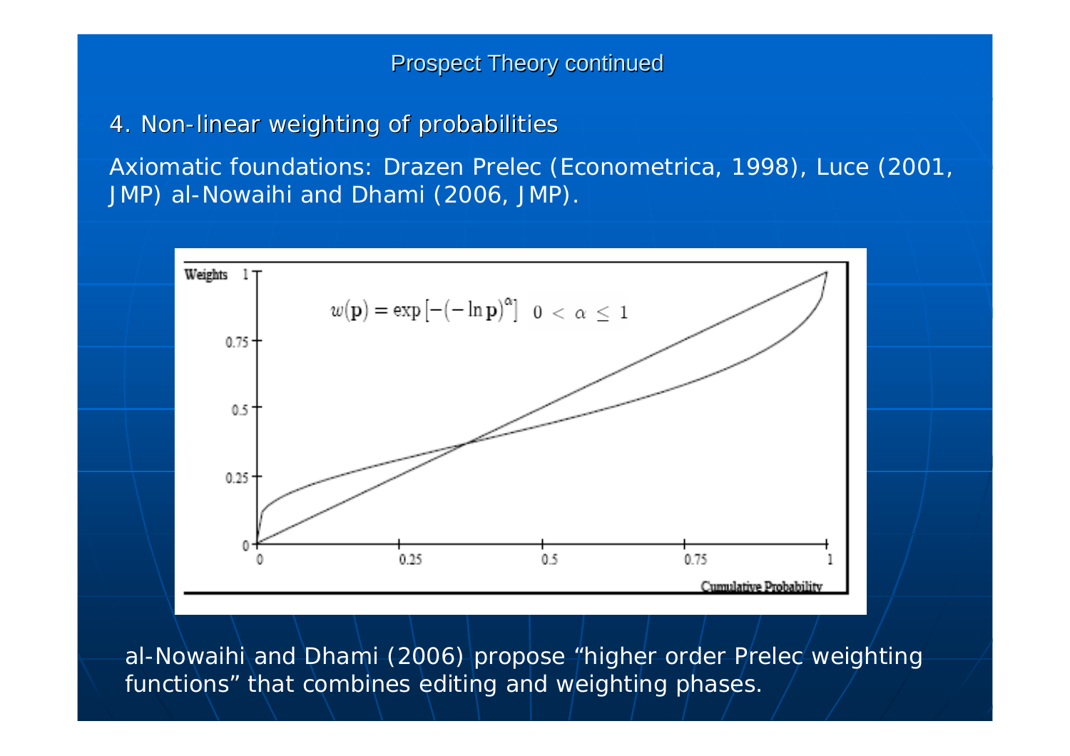# Prospect Theory continued

4. Non-linear weighting of probabilities

Axiomatic foundations: Drazen Prelec (Econometrica, 1998), Luce (2001, JMP) al-Nowaihi and Dhami (2006, JMP).

$$w(\mathbf{p}) = \exp\left[-(-\ln \mathbf{p})^{\alpha}\right] \quad 0 < \alpha \leq 1$$

al-Nowaihi and Dhami (2006) propose "higher order Prelec weighting functions" that combines editing and weighting phases.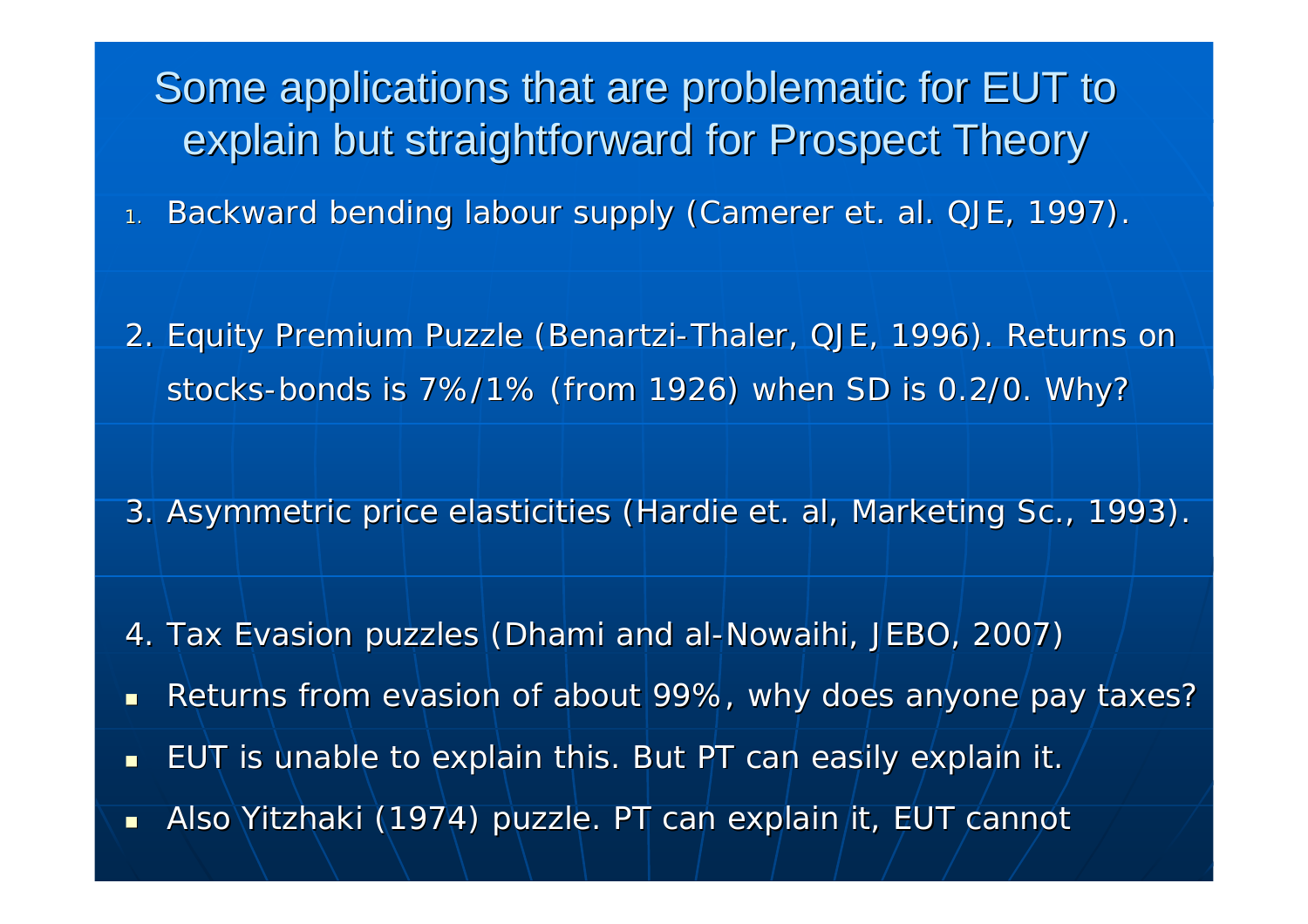# Some applications that are problematic for EUT to explain but straightforward for Prospect Theory

1. Backward bending labour supply (Camerer et. al. QJE, 1997).

2. Equity Premium Puzzle (Benartzi-Thaler, QJE, 1996). Returns on stocks-bonds is 7%/1% (from 1926) when SD is 0.2/0. Why?

3. Asymmetric price elasticities (Hardie et. al, Marketing Sc., 1993).

4. Tax Evasion puzzles (Dhami and al-Nowaihi, JEBO, 2007)

- Returns from evasion of about 99%, why does anyone pay taxes?
- EUT is unable to explain this. But PT can easily explain it.
- Also Yitzhaki (1974) puzzle. PT can explain it, EUT cannot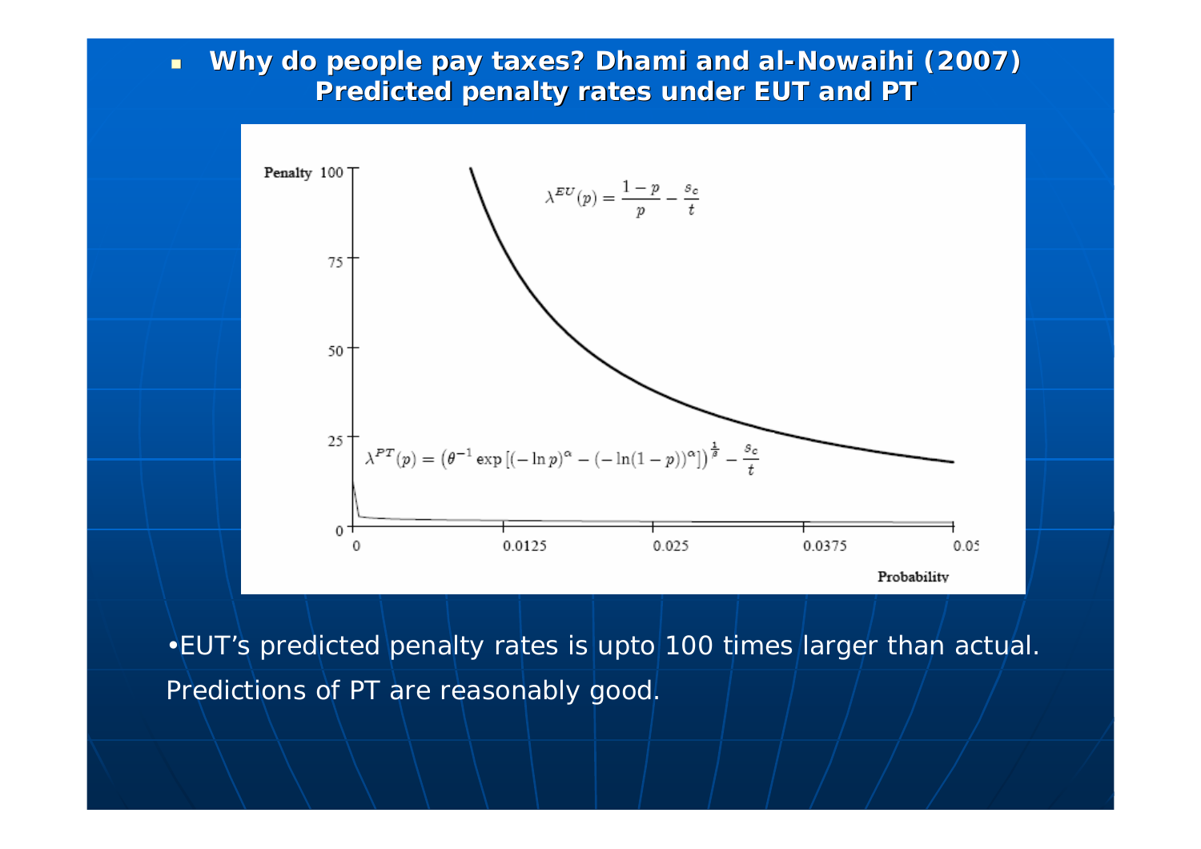- **Why do people pay taxes? Dhami and al-Nowaihi (2007) Predicted penalty rates under EUT and PT**

Penalty

$$\lambda^{EU}(p) = \frac{1-p}{p} - \frac{s_c}{t}$$

$$\lambda^{PT}(p) = \left(\theta^{-1} \exp\left[(-\ln p)^{\alpha} - (-\ln(1-p))^{\alpha}\right]\right)^{\frac{1}{\beta}} - \frac{s_c}{t}$$

Probability

•EUT's predicted penalty rates is upto 100 times larger than actual. Predictions of PT are reasonably good.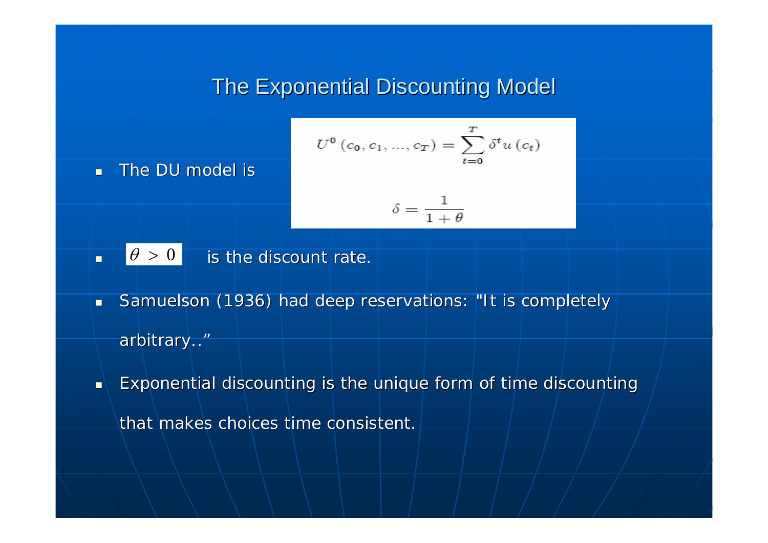# The Exponential Discounting Model

- The DU model is

$$U^0(c_0, c_1, \ldots, c_T) = \sum_{t=0}^{T} \delta^t u(c_t)$$

$$\delta = \frac{1}{1+\theta}$$

- $\theta > 0$ is the discount rate.
- Samuelson (1936) had deep reservations: "It is completely arbitrary.."
- Exponential discounting is the unique form of time discounting that makes choices time consistent.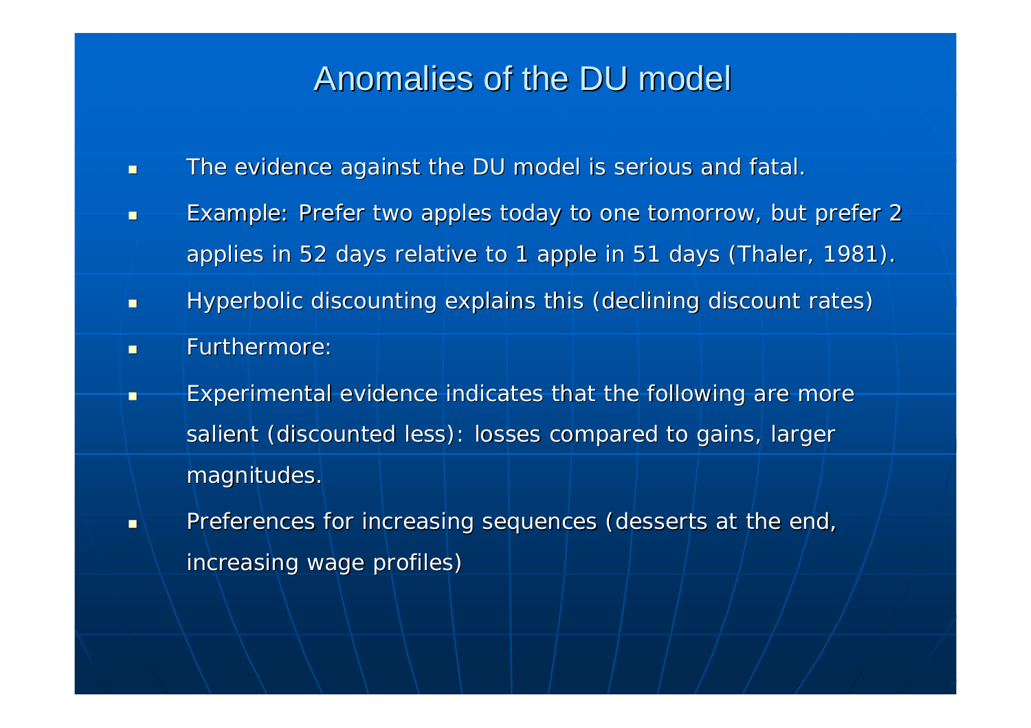# Anomalies of the DU model

- The evidence against the DU model is serious and fatal.
- Example: Prefer two apples today to one tomorrow, but prefer 2 applies in 52 days relative to 1 apple in 51 days (Thaler, 1981).
- Hyperbolic discounting explains this (declining discount rates)
- Furthermore:
- Experimental evidence indicates that the following are more salient (discounted less): losses compared to gains, larger magnitudes.
- Preferences for increasing sequences (desserts at the end, increasing wage profiles)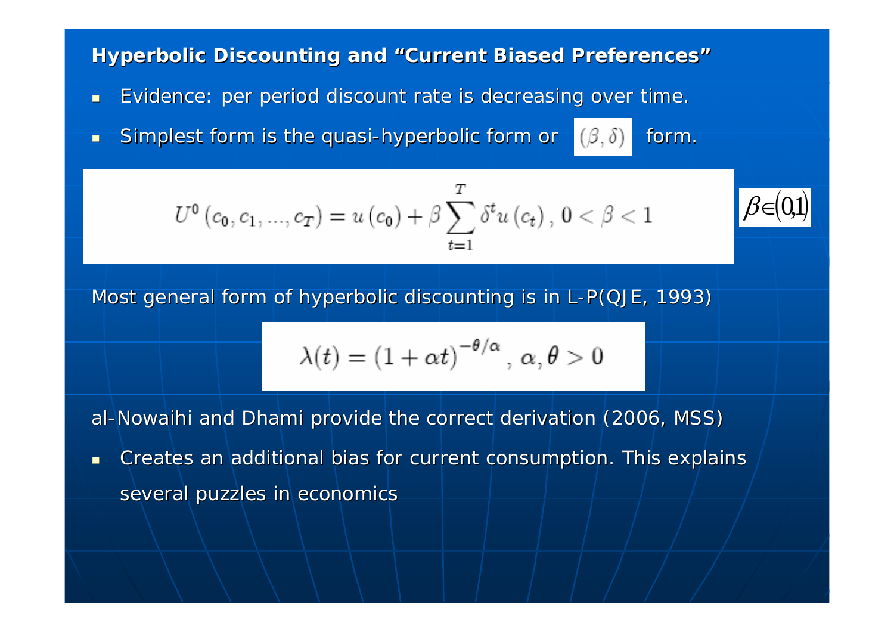## Hyperbolic Discounting and "Current Biased Preferences"

- Evidence: per period discount rate is decreasing over time.
- Simplest form is the quasi-hyperbolic form or $(\beta, \delta)$ form.

$$U^0(c_0, c_1, ..., c_T) = u(c_0) + \beta \sum_{t=1}^{T} \delta^t u(c_t), \; 0 < \beta < 1$$

$\beta \in (0,1)$

Most general form of hyperbolic discounting is in L-P(QJE, 1993)

$$\lambda(t) = (1 + \alpha t)^{-\theta/\alpha}, \; \alpha, \theta > 0$$

al-Nowaihi and Dhami provide the correct derivation (2006, MSS)

- Creates an additional bias for current consumption. This explains several puzzles in economics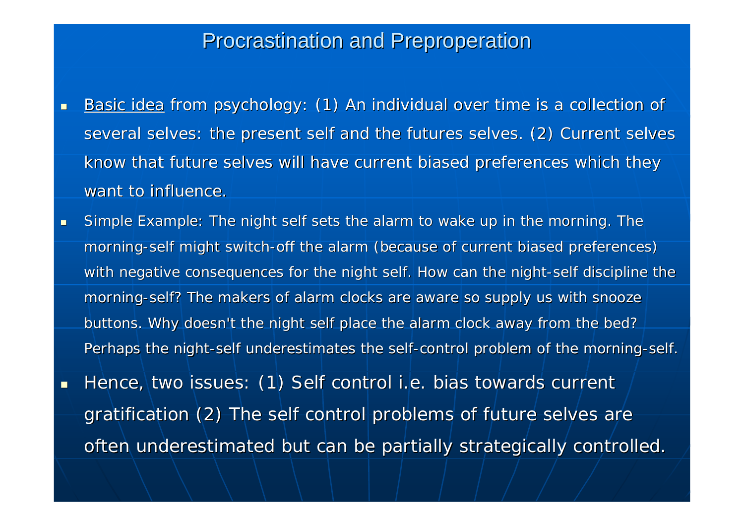# Procrastination and Preproperation

- <u>Basic idea</u> from psychology: (1) An individual over time is a collection of several selves: the present self and the futures selves. (2) Current selves know that future selves will have current biased preferences which they want to influence.
- Simple Example: The night self sets the alarm to wake up in the morning. The morning-self might switch-off the alarm (because of current biased preferences) with negative consequences for the night self. How can the night-self discipline the morning-self? The makers of alarm clocks are aware so supply us with snooze buttons. Why doesn't the night self place the alarm clock away from the bed? Perhaps the night-self underestimates the self-control problem of the morning-self.
- Hence, two issues: (1) Self control i.e. bias towards current gratification (2) The self control problems of future selves are often underestimated but can be partially strategically controlled.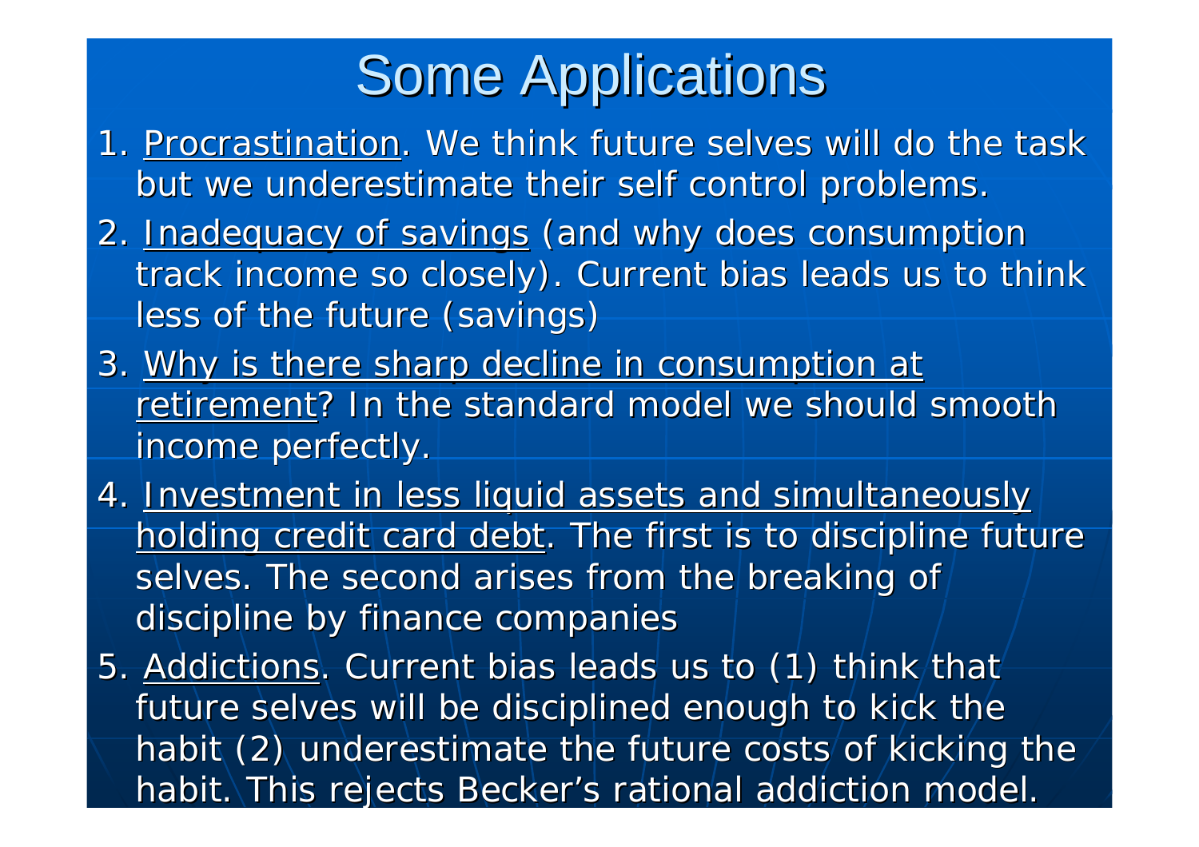# Some Applications

1. Procrastination. We think future selves will do the task but we underestimate their self control problems.
2. Inadequacy of savings (and why does consumption track income so closely). Current bias leads us to think less of the future (savings)
3. Why is there sharp decline in consumption at retirement? In the standard model we should smooth income perfectly.
4. Investment in less liquid assets and simultaneously holding credit card debt. The first is to discipline future selves. The second arises from the breaking of discipline by finance companies
5. Addictions. Current bias leads us to (1) think that future selves will be disciplined enough to kick the habit (2) underestimate the future costs of kicking the habit. This rejects Becker's rational addiction model.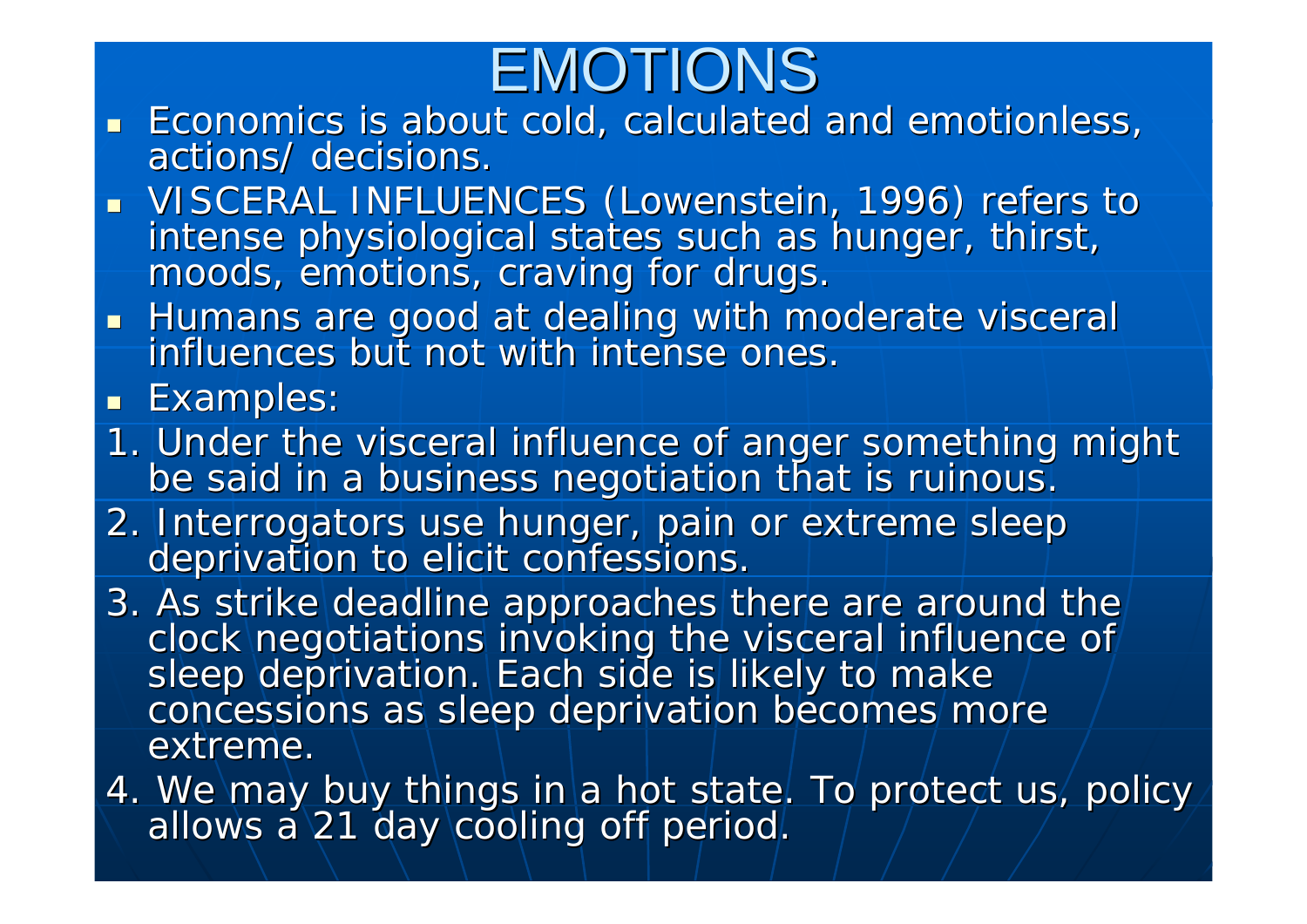# EMOTIONS

- Economics is about cold, calculated and emotionless, actions/ decisions.
- VISCERAL INFLUENCES (Lowenstein, 1996) refers to intense physiological states such as hunger, thirst, moods, emotions, craving for drugs.
- Humans are good at dealing with moderate visceral influences but not with intense ones.
- Examples:

1. Under the visceral influence of anger something might be said in a business negotiation that is ruinous.
2. Interrogators use hunger, pain or extreme sleep deprivation to elicit confessions.
3. As strike deadline approaches there are around the clock negotiations invoking the visceral influence of sleep deprivation. Each side is likely to make concessions as sleep deprivation becomes more extreme.
4. We may buy things in a hot state. To protect us, policy allows a 21 day cooling off period.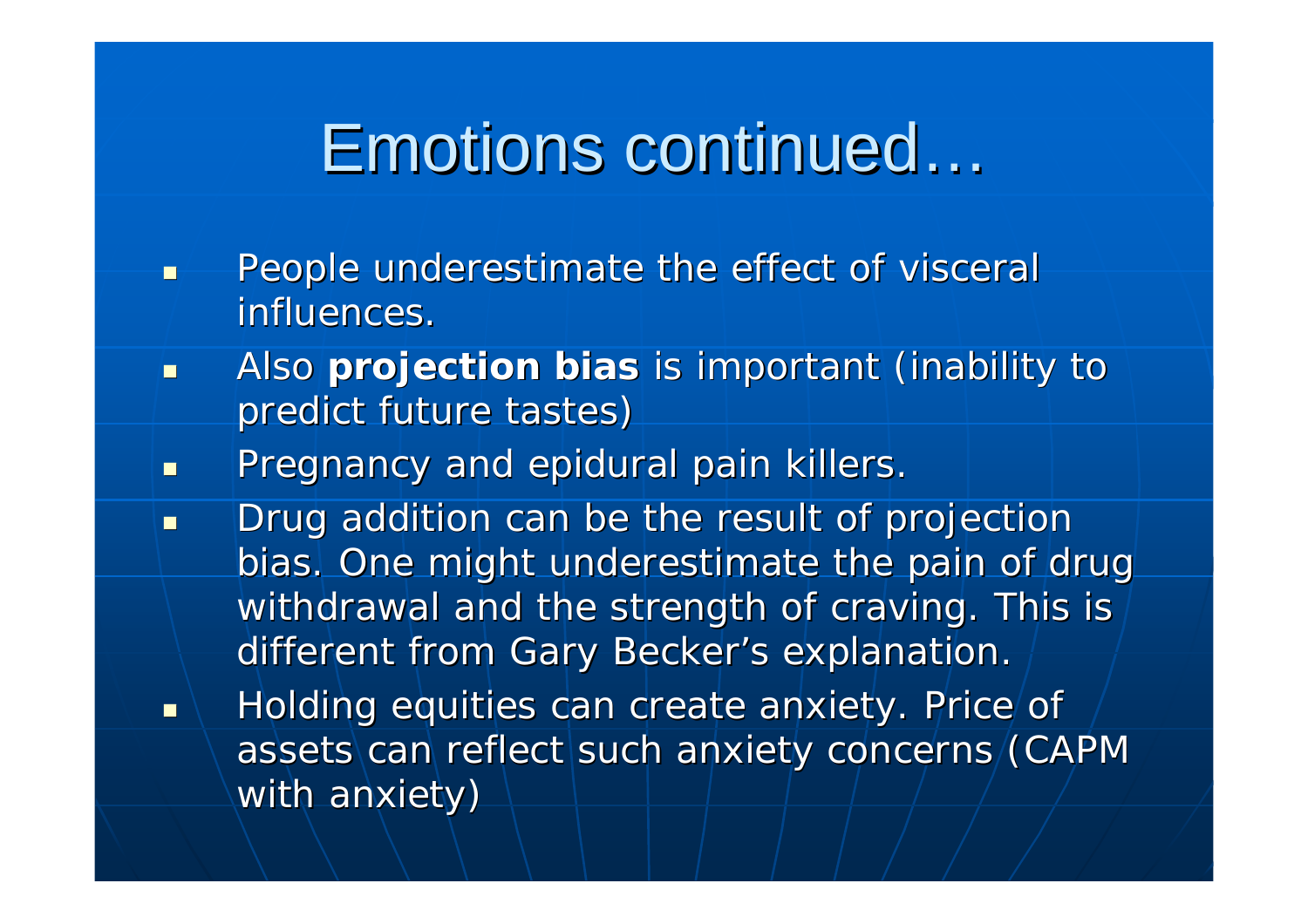# Emotions continued…

- People underestimate the effect of visceral influences.
- Also **projection bias** is important (inability to predict future tastes)
- Pregnancy and epidural pain killers.
- Drug addition can be the result of projection bias. One might underestimate the pain of drug withdrawal and the strength of craving. This is different from Gary Becker's explanation.
- Holding equities can create anxiety. Price of assets can reflect such anxiety concerns (CAPM with anxiety)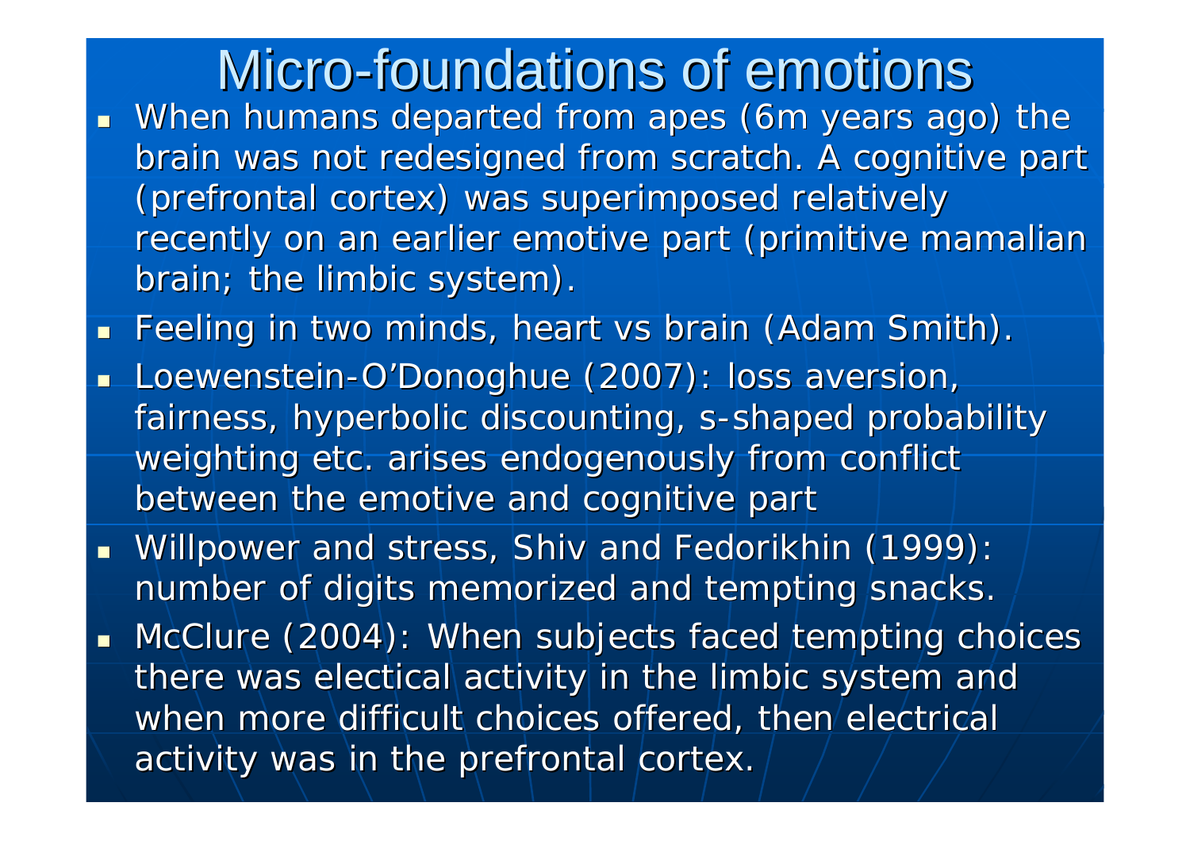# Micro-foundations of emotions

- When humans departed from apes (6m years ago) the brain was not redesigned from scratch. A cognitive part (prefrontal cortex) was superimposed relatively recently on an earlier emotive part (primitive mamalian brain; the limbic system).
- Feeling in two minds, heart vs brain (Adam Smith).
- Loewenstein-O'Donoghue (2007): loss aversion, fairness, hyperbolic discounting, s-shaped probability weighting etc. arises endogenously from conflict between the emotive and cognitive part
- Willpower and stress, Shiv and Fedorikhin (1999): number of digits memorized and tempting snacks.
- McClure (2004): When subjects faced tempting choices there was electical activity in the limbic system and when more difficult choices offered, then electrical activity was in the prefrontal cortex.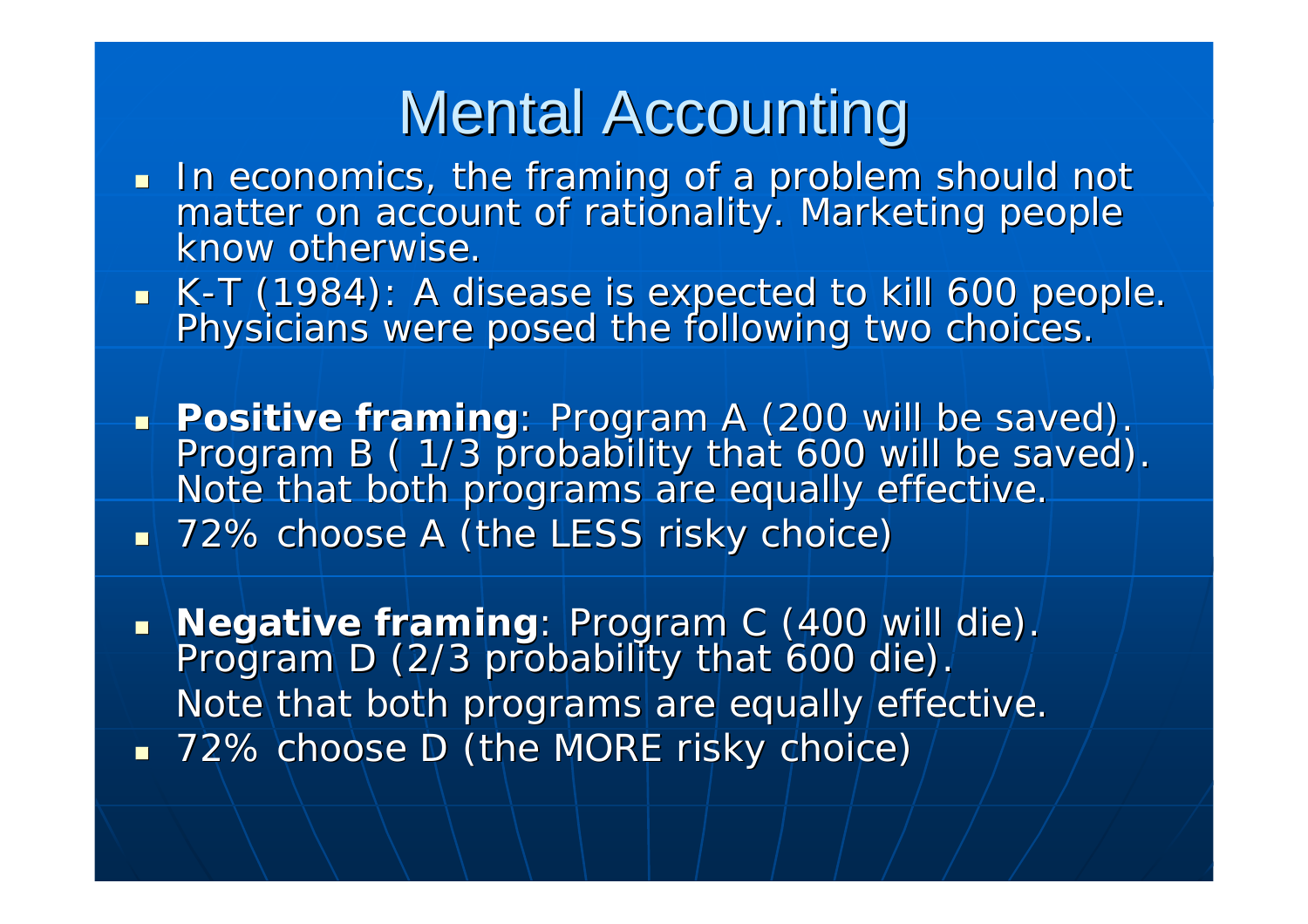# Mental Accounting

- In economics, the framing of a problem should not matter on account of rationality. Marketing people know otherwise.
- K-T (1984): A disease is expected to kill 600 people. Physicians were posed the following two choices.

- **Positive framing**: Program A (200 will be saved). Program B ( 1/3 probability that 600 will be saved). Note that both programs are equally effective.
- 72% choose A (the LESS risky choice)

- **Negative framing**: Program C (400 will die). Program D (2/3 probability that 600 die).
  Note that both programs are equally effective.
- 72% choose D (the MORE risky choice)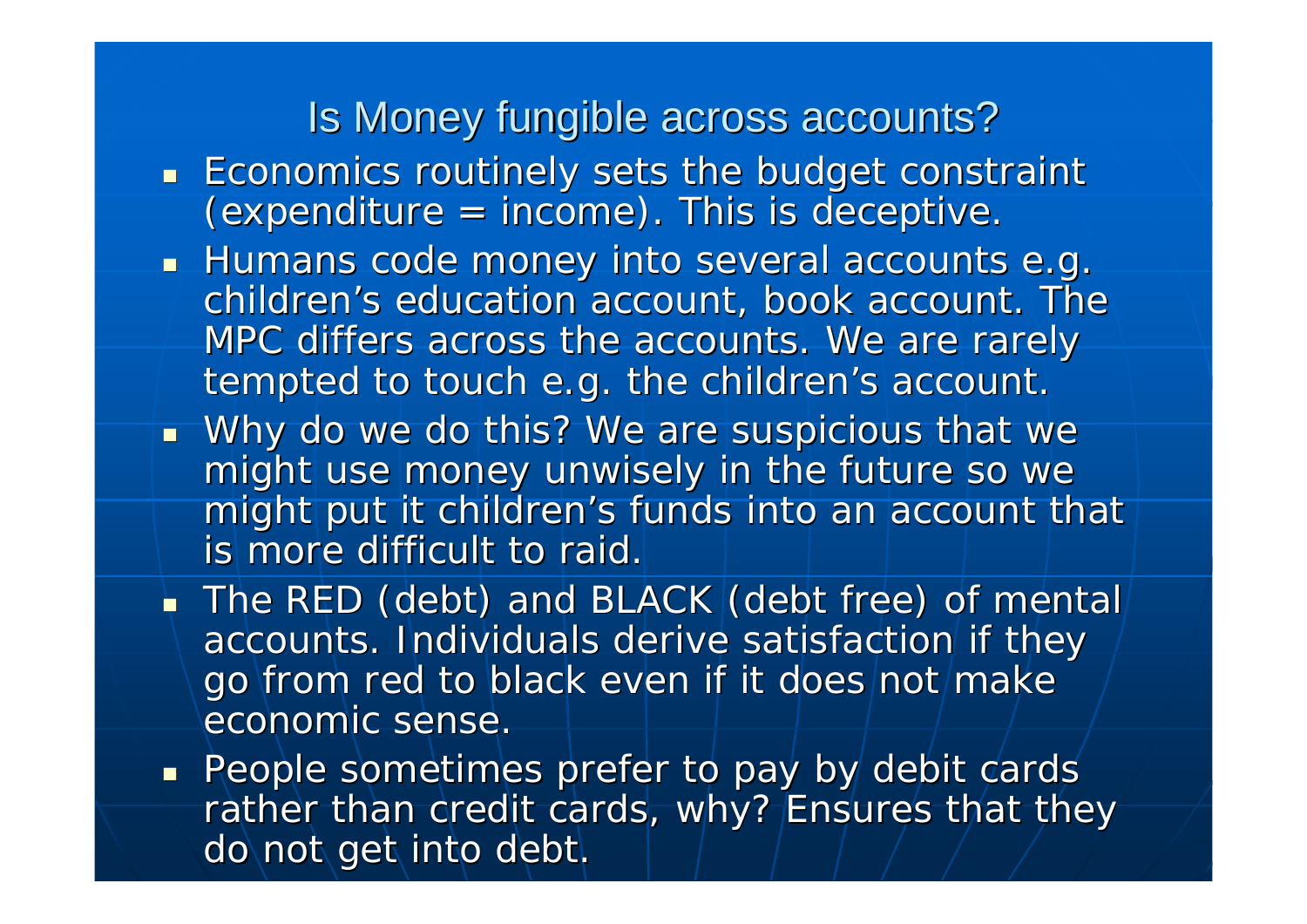# Is Money fungible across accounts?

- Economics routinely sets the budget constraint (expenditure = income). This is deceptive.
- Humans code money into several accounts e.g. children's education account, book account. The MPC differs across the accounts. We are rarely tempted to touch e.g. the children's account.
- Why do we do this? We are suspicious that we might use money unwisely in the future so we might put it children's funds into an account that is more difficult to raid.
- The RED (debt) and BLACK (debt free) of mental accounts. Individuals derive satisfaction if they go from red to black even if it does not make economic sense.
- People sometimes prefer to pay by debit cards rather than credit cards, why? Ensures that they do not get into debt.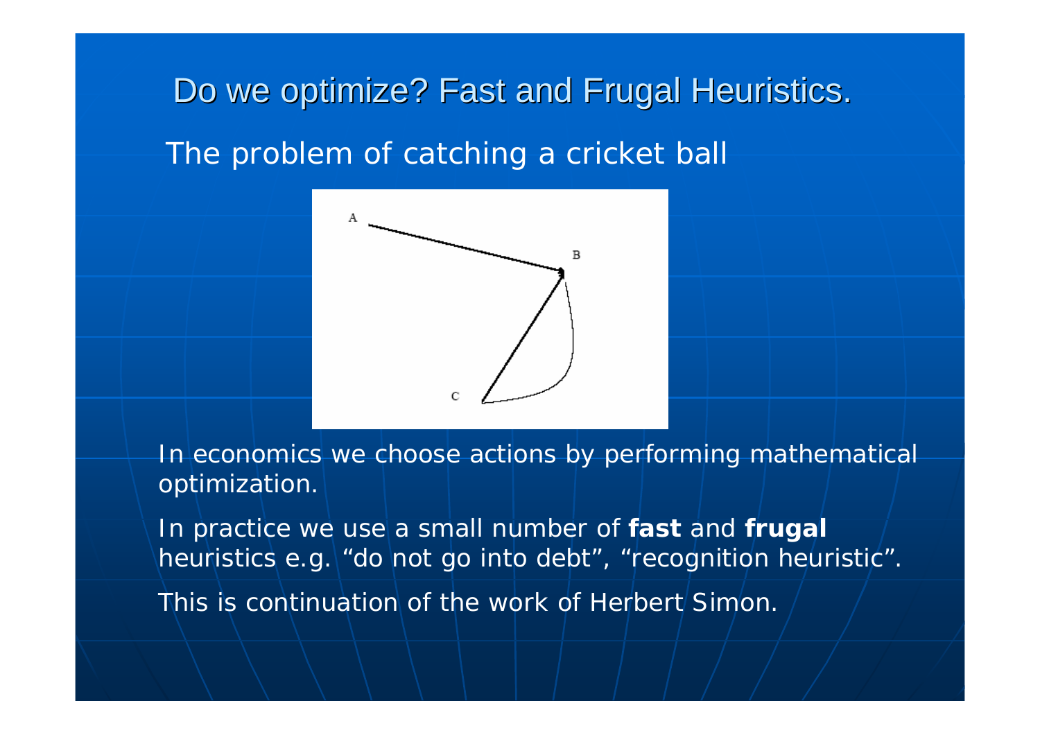# Do we optimize? Fast and Frugal Heuristics.

The problem of catching a cricket ball

In economics we choose actions by performing mathematical optimization.

In practice we use a small number of **fast** and **frugal** heuristics e.g. “do not go into debt”, “recognition heuristic”.

This is continuation of the work of Herbert Simon.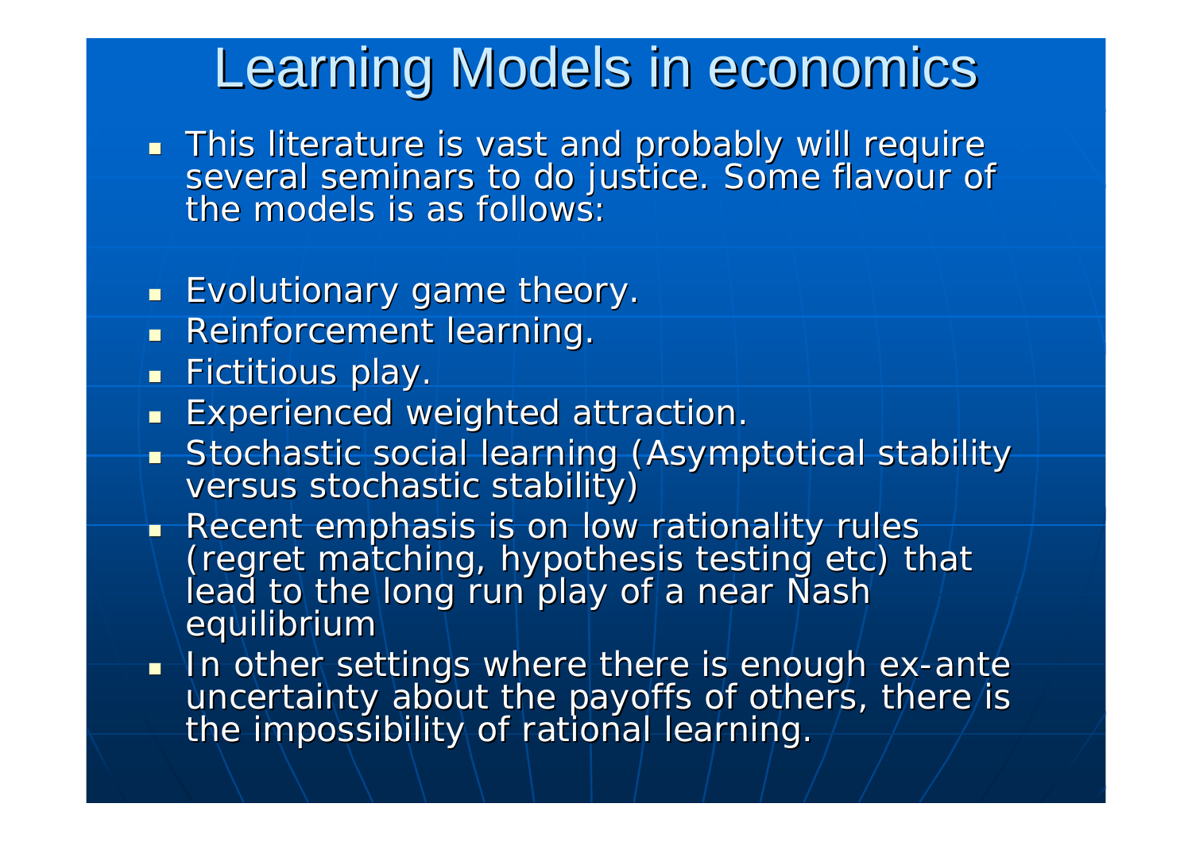# Learning Models in economics

- This literature is vast and probably will require several seminars to do justice. Some flavour of the models is as follows:

- Evolutionary game theory.
- Reinforcement learning.
- Fictitious play.
- Experienced weighted attraction.
- Stochastic social learning (Asymptotical stability versus stochastic stability)
- Recent emphasis is on low rationality rules (regret matching, hypothesis testing etc) that lead to the long run play of a near Nash equilibrium
- In other settings where there is enough ex-ante uncertainty about the payoffs of others, there is the impossibility of rational learning.